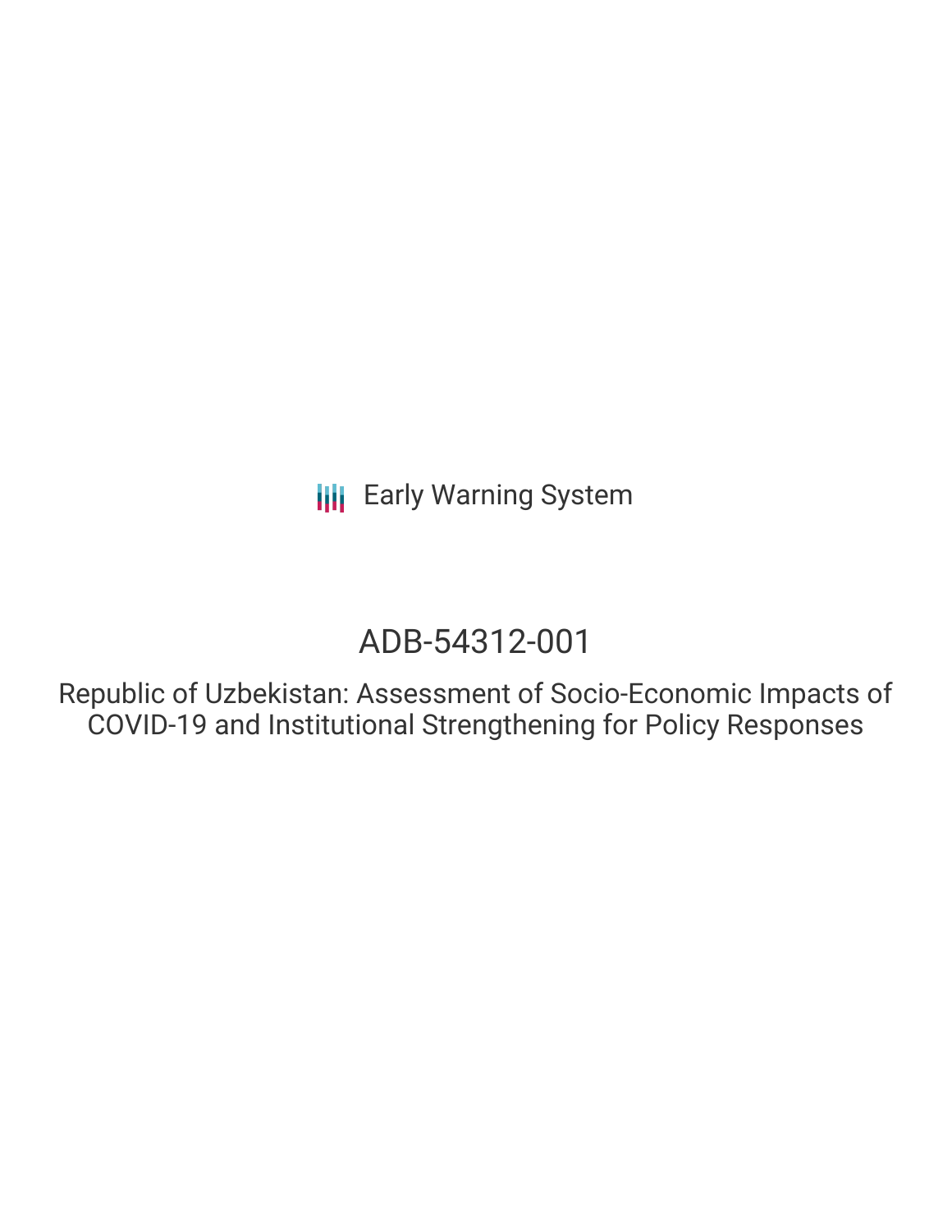Early Warning System

# ADB-54312-001

Republic of Uzbekistan: Assessment of Socio-Economic Impacts of COVID-19 and Institutional Strengthening for Policy Responses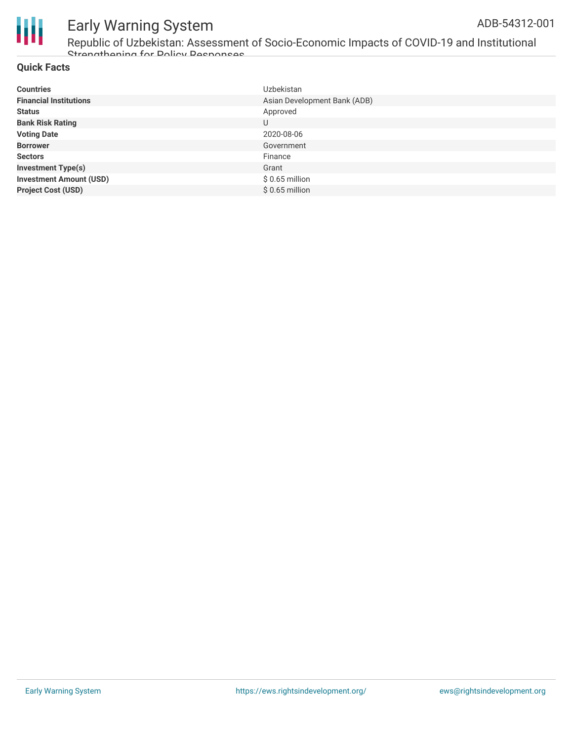# Republic of Uzbekistan: Assessment of Socio-Economic Impacts of COVID-19 and Institutional Strengthening for Policy Responses

ADB-54312-001

## Quick Facts

| | |
|---|---|
| **Countries** | Uzbekistan |
| **Financial Institutions** | Asian Development Bank (ADB) |
| **Status** | Approved |
| **Bank Risk Rating** | U |
| **Voting Date** | 2020-08-06 |
| **Borrower** | Government |
| **Sectors** | Finance |
| **Investment Type(s)** | Grant |
| **Investment Amount (USD)** | $ 0.65 million |
| **Project Cost (USD)** | $ 0.65 million |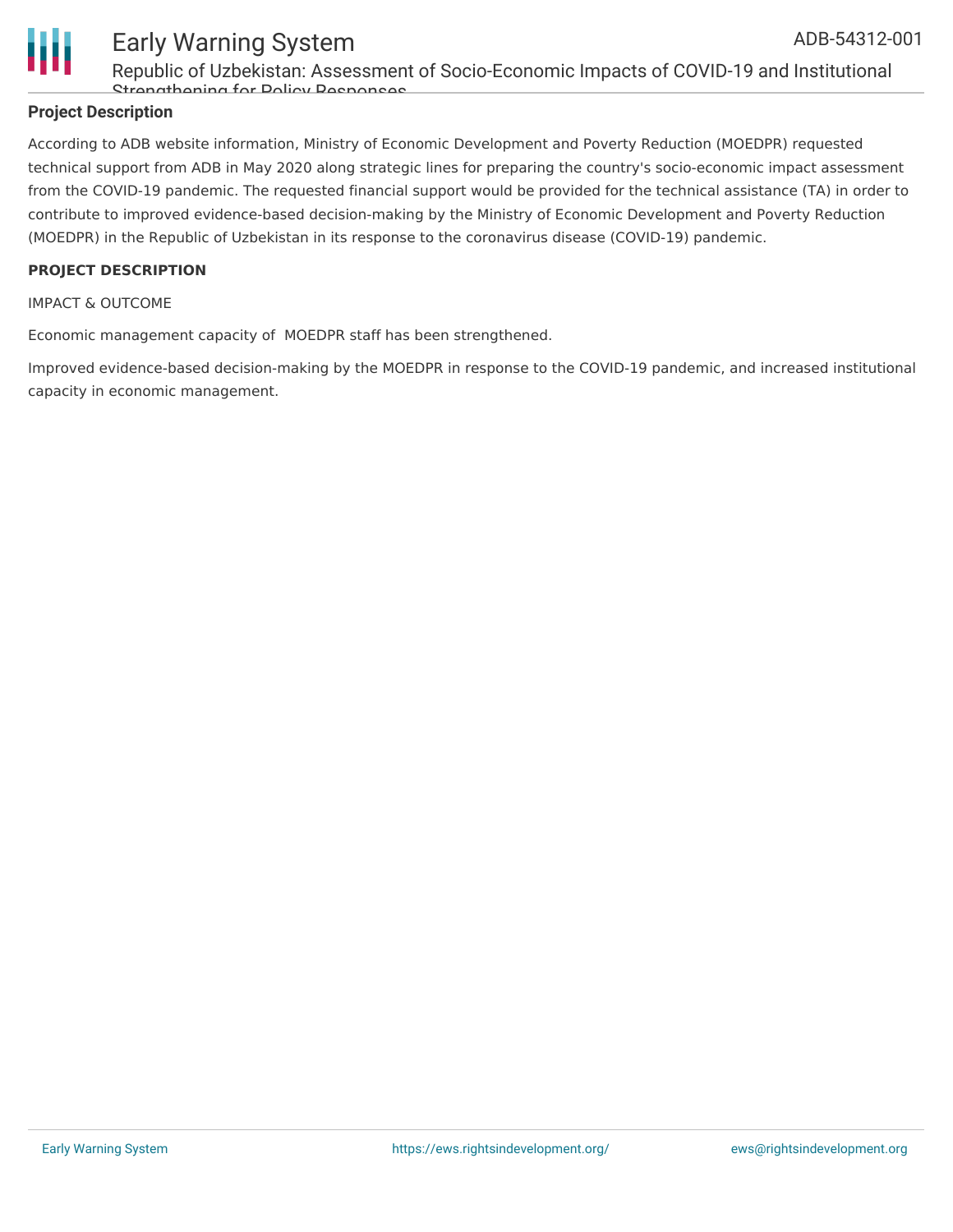## Project Description

According to ADB website information, Ministry of Economic Development and Poverty Reduction (MOEDPR) requested technical support from ADB in May 2020 along strategic lines for preparing the country's socio-economic impact assessment from the COVID-19 pandemic. The requested financial support would be provided for the technical assistance (TA) in order to contribute to improved evidence-based decision-making by the Ministry of Economic Development and Poverty Reduction (MOEDPR) in the Republic of Uzbekistan in its response to the coronavirus disease (COVID-19) pandemic.

**PROJECT DESCRIPTION**

IMPACT & OUTCOME

Economic management capacity of MOEDPR staff has been strengthened.

Improved evidence-based decision-making by the MOEDPR in response to the COVID-19 pandemic, and increased institutional capacity in economic management.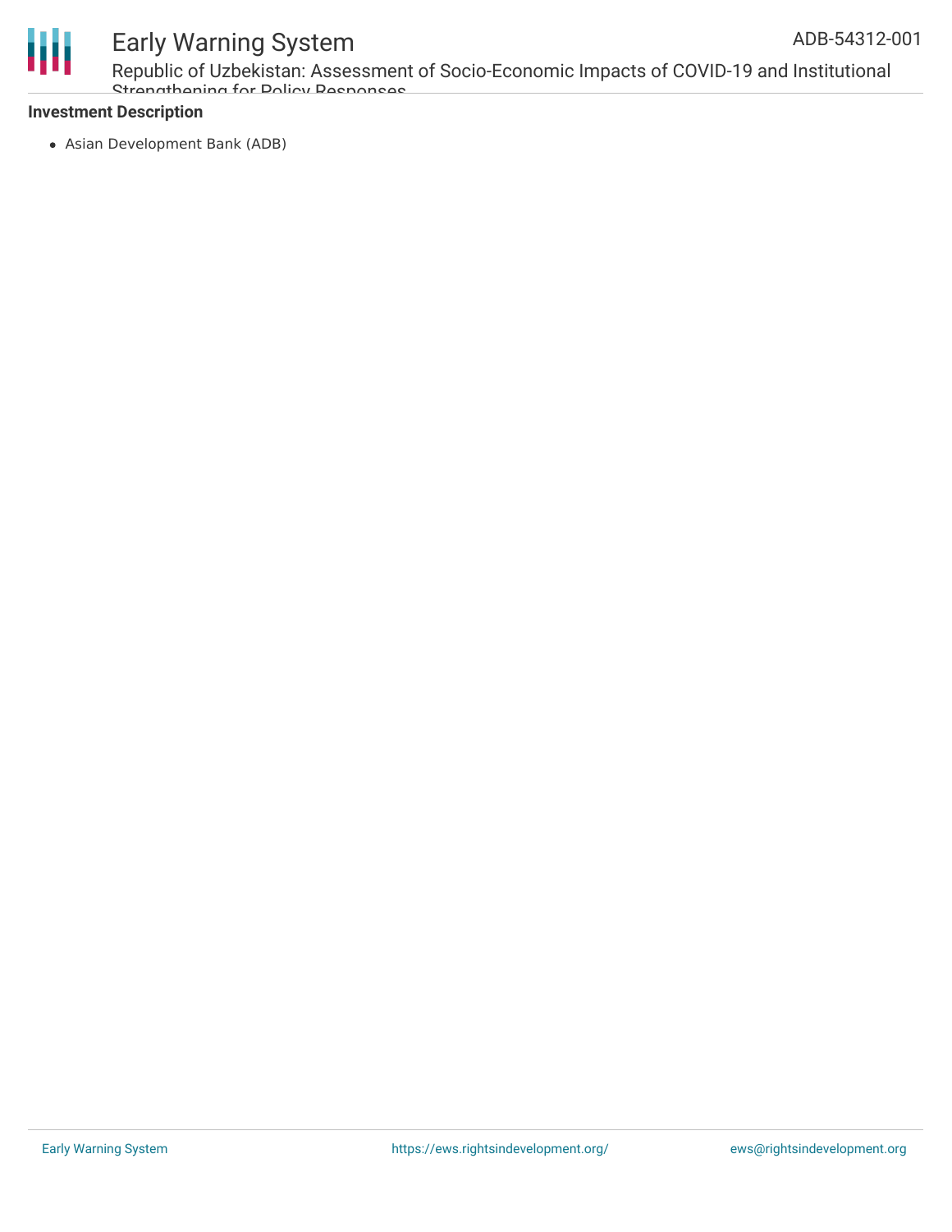### Investment Description

- Asian Development Bank (ADB)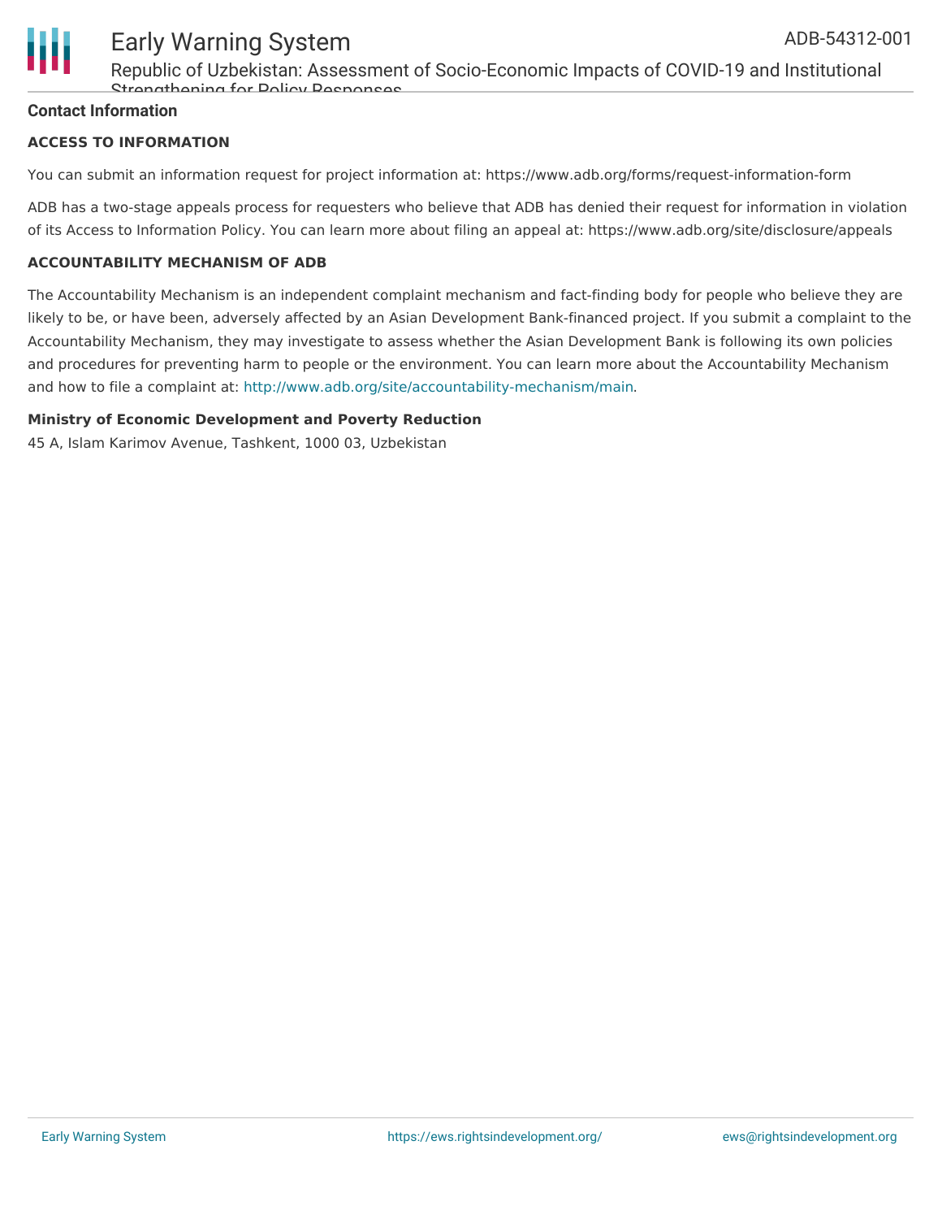## Contact Information

### ACCESS TO INFORMATION

You can submit an information request for project information at: https://www.adb.org/forms/request-information-form

ADB has a two-stage appeals process for requesters who believe that ADB has denied their request for information in violation of its Access to Information Policy. You can learn more about filing an appeal at: https://www.adb.org/site/disclosure/appeals

### ACCOUNTABILITY MECHANISM OF ADB

The Accountability Mechanism is an independent complaint mechanism and fact-finding body for people who believe they are likely to be, or have been, adversely affected by an Asian Development Bank-financed project. If you submit a complaint to the Accountability Mechanism, they may investigate to assess whether the Asian Development Bank is following its own policies and procedures for preventing harm to people or the environment. You can learn more about the Accountability Mechanism and how to file a complaint at: http://www.adb.org/site/accountability-mechanism/main.

**Ministry of Economic Development and Poverty Reduction**

45 A, Islam Karimov Avenue, Tashkent, 1000 03, Uzbekistan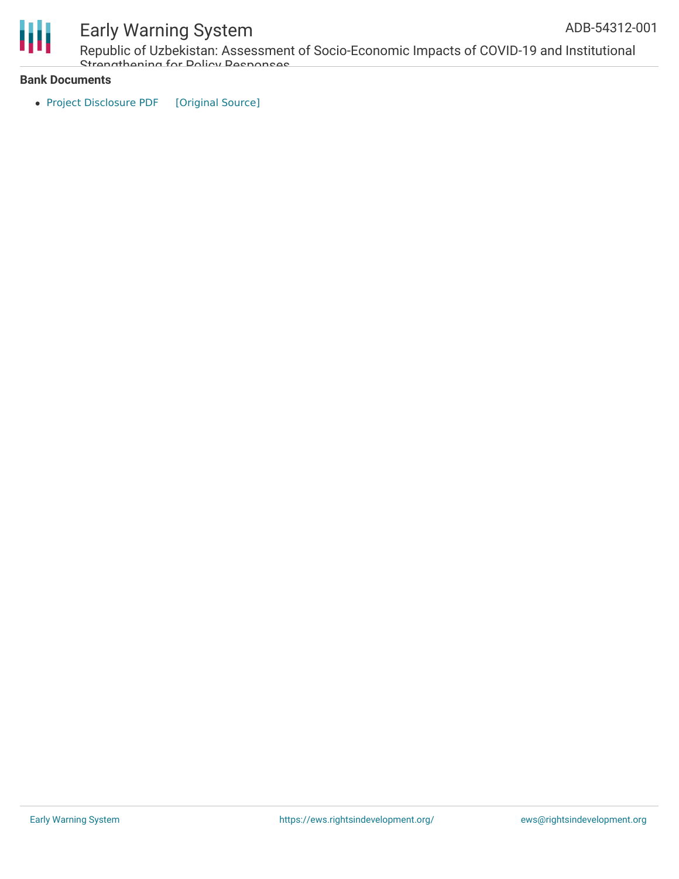**Bank Documents**

- Project Disclosure PDF [Original Source]